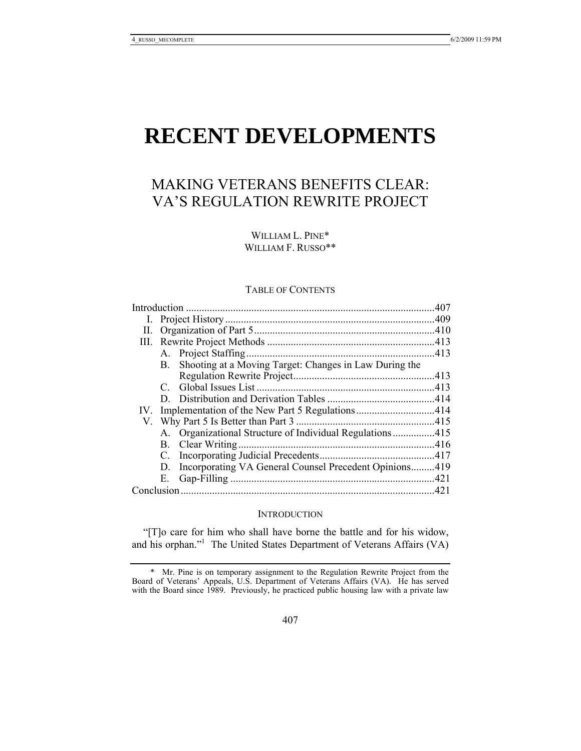# RECENT DEVELOPMENTS

## MAKING VETERANS BENEFITS CLEAR: VA'S REGULATION REWRITE PROJECT

WILLIAM L. PINE*
WILLIAM F. RUSSO**

### TABLE OF CONTENTS

| | |
|---|---|
| Introduction | 407 |
| I. Project History | 409 |
| II. Organization of Part 5 | 410 |
| III. Rewrite Project Methods | 413 |
| A. Project Staffing | 413 |
| B. Shooting at a Moving Target: Changes in Law During the Regulation Rewrite Project | 413 |
| C. Global Issues List | 413 |
| D. Distribution and Derivation Tables | 414 |
| IV. Implementation of the New Part 5 Regulations | 414 |
| V. Why Part 5 Is Better than Part 3 | 415 |
| A. Organizational Structure of Individual Regulations | 415 |
| B. Clear Writing | 416 |
| C. Incorporating Judicial Precedents | 417 |
| D. Incorporating VA General Counsel Precedent Opinions | 419 |
| E. Gap-Filling | 421 |
| Conclusion | 421 |

### INTRODUCTION

"[T]o care for him who shall have borne the battle and for his widow, and his orphan."[1] The United States Department of Veterans Affairs (VA)

---

\* Mr. Pine is on temporary assignment to the Regulation Rewrite Project from the Board of Veterans' Appeals, U.S. Department of Veterans Affairs (VA). He has served with the Board since 1989. Previously, he practiced public housing law with a private law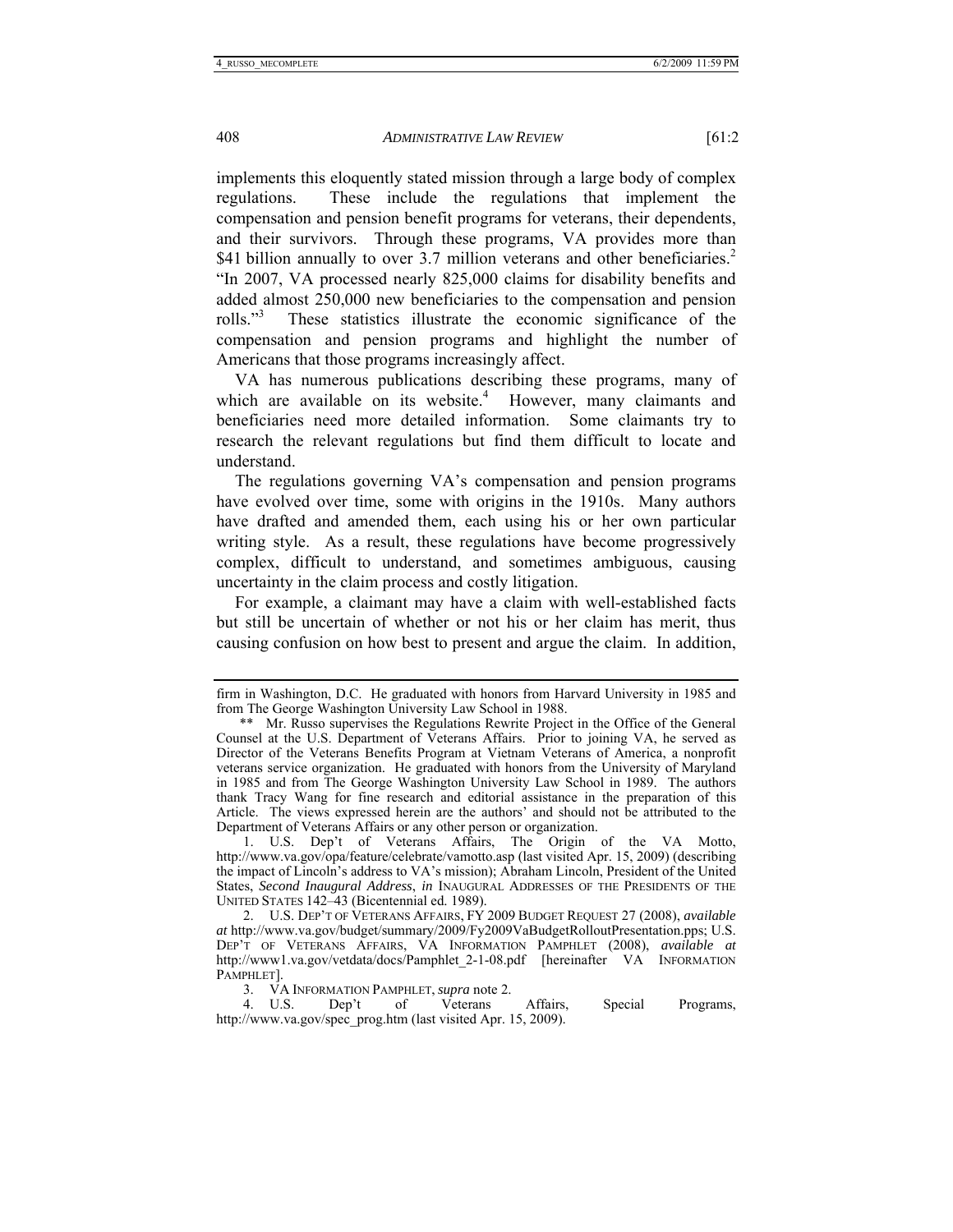implements this eloquently stated mission through a large body of complex regulations. These include the regulations that implement the compensation and pension benefit programs for veterans, their dependents, and their survivors. Through these programs, VA provides more than $41 billion annually to over 3.7 million veterans and other beneficiaries.[2] "In 2007, VA processed nearly 825,000 claims for disability benefits and added almost 250,000 new beneficiaries to the compensation and pension rolls."[3] These statistics illustrate the economic significance of the compensation and pension programs and highlight the number of Americans that those programs increasingly affect.

VA has numerous publications describing these programs, many of which are available on its website.[4] However, many claimants and beneficiaries need more detailed information. Some claimants try to research the relevant regulations but find them difficult to locate and understand.

The regulations governing VA's compensation and pension programs have evolved over time, some with origins in the 1910s. Many authors have drafted and amended them, each using his or her own particular writing style. As a result, these regulations have become progressively complex, difficult to understand, and sometimes ambiguous, causing uncertainty in the claim process and costly litigation.

For example, a claimant may have a claim with well-established facts but still be uncertain of whether or not his or her claim has merit, thus causing confusion on how best to present and argue the claim. In addition,

---

firm in Washington, D.C. He graduated with honors from Harvard University in 1985 and from The George Washington University Law School in 1988.

\*\* Mr. Russo supervises the Regulations Rewrite Project in the Office of the General Counsel at the U.S. Department of Veterans Affairs. Prior to joining VA, he served as Director of the Veterans Benefits Program at Vietnam Veterans of America, a nonprofit veterans service organization. He graduated with honors from the University of Maryland in 1985 and from The George Washington University Law School in 1989. The authors thank Tracy Wang for fine research and editorial assistance in the preparation of this Article. The views expressed herein are the authors' and should not be attributed to the Department of Veterans Affairs or any other person or organization.

1. U.S. Dep't of Veterans Affairs, The Origin of the VA Motto, http://www.va.gov/opa/feature/celebrate/vamotto.asp (last visited Apr. 15, 2009) (describing the impact of Lincoln's address to VA's mission); Abraham Lincoln, President of the United States, *Second Inaugural Address*, *in* INAUGURAL ADDRESSES OF THE PRESIDENTS OF THE UNITED STATES 142–43 (Bicentennial ed. 1989).

2. U.S. DEP'T OF VETERANS AFFAIRS, FY 2009 BUDGET REQUEST 27 (2008), *available at* http://www.va.gov/budget/summary/2009/Fy2009VaBudgetRolloutPresentation.pps; U.S. DEP'T OF VETERANS AFFAIRS, VA INFORMATION PAMPHLET (2008), *available at* http://www1.va.gov/vetdata/docs/Pamphlet_2-1-08.pdf [hereinafter VA INFORMATION PAMPHLET].

3. VA INFORMATION PAMPHLET, *supra* note 2.

4. U.S. Dep't of Veterans Affairs, Special Programs, http://www.va.gov/spec_prog.htm (last visited Apr. 15, 2009).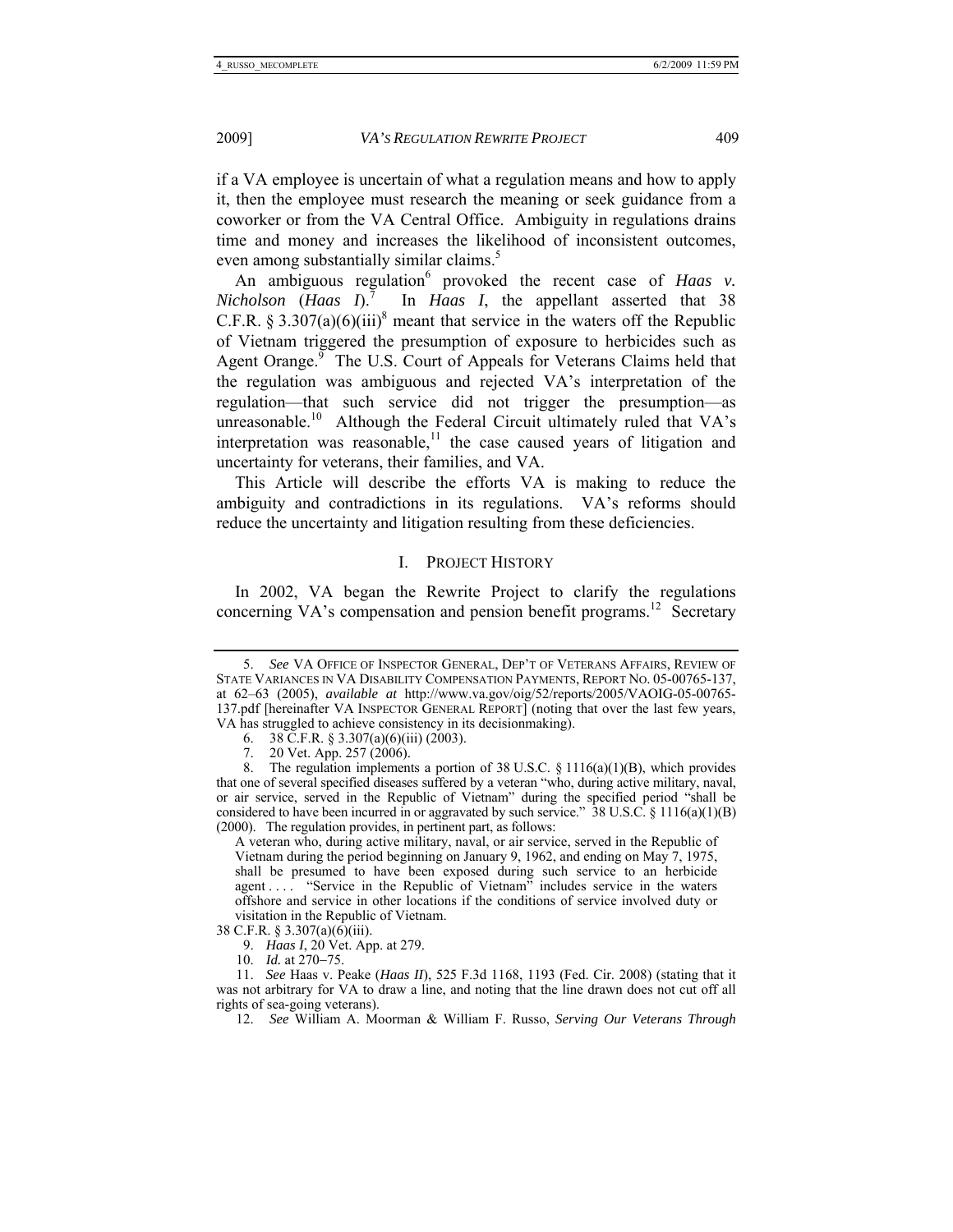if a VA employee is uncertain of what a regulation means and how to apply it, then the employee must research the meaning or seek guidance from a coworker or from the VA Central Office. Ambiguity in regulations drains time and money and increases the likelihood of inconsistent outcomes, even among substantially similar claims.[5]

An ambiguous regulation[6] provoked the recent case of *Haas v. Nicholson* (*Haas I*).[7] In *Haas I*, the appellant asserted that 38 C.F.R. § 3.307(a)(6)(iii)[8] meant that service in the waters off the Republic of Vietnam triggered the presumption of exposure to herbicides such as Agent Orange.[9] The U.S. Court of Appeals for Veterans Claims held that the regulation was ambiguous and rejected VA's interpretation of the regulation—that such service did not trigger the presumption—as unreasonable.[10] Although the Federal Circuit ultimately ruled that VA's interpretation was reasonable,[11] the case caused years of litigation and uncertainty for veterans, their families, and VA.

This Article will describe the efforts VA is making to reduce the ambiguity and contradictions in its regulations. VA's reforms should reduce the uncertainty and litigation resulting from these deficiencies.

## I. PROJECT HISTORY

In 2002, VA began the Rewrite Project to clarify the regulations concerning VA's compensation and pension benefit programs.[12] Secretary

---

5. *See* VA OFFICE OF INSPECTOR GENERAL, DEP'T OF VETERANS AFFAIRS, REVIEW OF STATE VARIANCES IN VA DISABILITY COMPENSATION PAYMENTS, REPORT NO. 05-00765-137, at 62–63 (2005), *available at* http://www.va.gov/oig/52/reports/2005/VAOIG-05-00765-137.pdf [hereinafter VA INSPECTOR GENERAL REPORT] (noting that over the last few years, VA has struggled to achieve consistency in its decisionmaking).

6. 38 C.F.R. § 3.307(a)(6)(iii) (2003).

7. 20 Vet. App. 257 (2006).

8. The regulation implements a portion of 38 U.S.C. § 1116(a)(1)(B), which provides that one of several specified diseases suffered by a veteran "who, during active military, naval, or air service, served in the Republic of Vietnam" during the specified period "shall be considered to have been incurred in or aggravated by such service." 38 U.S.C. § 1116(a)(1)(B) (2000). The regulation provides, in pertinent part, as follows:

> A veteran who, during active military, naval, or air service, served in the Republic of Vietnam during the period beginning on January 9, 1962, and ending on May 7, 1975, shall be presumed to have been exposed during such service to an herbicide agent . . . . "Service in the Republic of Vietnam" includes service in the waters offshore and service in other locations if the conditions of service involved duty or visitation in the Republic of Vietnam.

38 C.F.R. § 3.307(a)(6)(iii).

9. *Haas I*, 20 Vet. App. at 279.

10. *Id.* at 270–75.

11. *See* Haas v. Peake (*Haas II*), 525 F.3d 1168, 1193 (Fed. Cir. 2008) (stating that it was not arbitrary for VA to draw a line, and noting that the line drawn does not cut off all rights of sea-going veterans).

12. *See* William A. Moorman & William F. Russo, *Serving Our Veterans Through*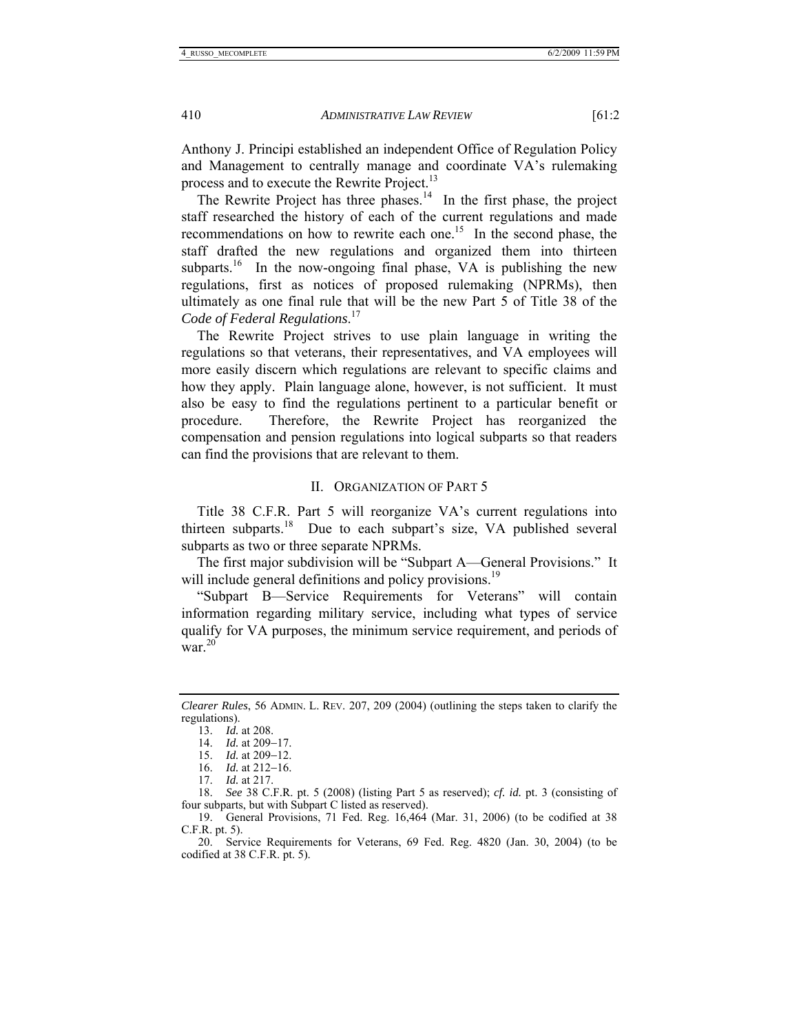Anthony J. Principi established an independent Office of Regulation Policy and Management to centrally manage and coordinate VA's rulemaking process and to execute the Rewrite Project.[13]

The Rewrite Project has three phases.[14] In the first phase, the project staff researched the history of each of the current regulations and made recommendations on how to rewrite each one.[15] In the second phase, the staff drafted the new regulations and organized them into thirteen subparts.[16] In the now-ongoing final phase, VA is publishing the new regulations, first as notices of proposed rulemaking (NPRMs), then ultimately as one final rule that will be the new Part 5 of Title 38 of the *Code of Federal Regulations*.[17]

The Rewrite Project strives to use plain language in writing the regulations so that veterans, their representatives, and VA employees will more easily discern which regulations are relevant to specific claims and how they apply. Plain language alone, however, is not sufficient. It must also be easy to find the regulations pertinent to a particular benefit or procedure. Therefore, the Rewrite Project has reorganized the compensation and pension regulations into logical subparts so that readers can find the provisions that are relevant to them.

## II. ORGANIZATION OF PART 5

Title 38 C.F.R. Part 5 will reorganize VA's current regulations into thirteen subparts.[18] Due to each subpart's size, VA published several subparts as two or three separate NPRMs.

The first major subdivision will be "Subpart A—General Provisions." It will include general definitions and policy provisions.[19]

"Subpart B—Service Requirements for Veterans" will contain information regarding military service, including what types of service qualify for VA purposes, the minimum service requirement, and periods of war.[20]

---

*Clearer Rules*, 56 ADMIN. L. REV. 207, 209 (2004) (outlining the steps taken to clarify the regulations).

13. *Id.* at 208.

14. *Id.* at 209–17.

15. *Id.* at 209–12.

16. *Id.* at 212–16.

17. *Id.* at 217.

18. *See* 38 C.F.R. pt. 5 (2008) (listing Part 5 as reserved); *cf. id.* pt. 3 (consisting of four subparts, but with Subpart C listed as reserved).

19. General Provisions, 71 Fed. Reg. 16,464 (Mar. 31, 2006) (to be codified at 38 C.F.R. pt. 5).

20. Service Requirements for Veterans, 69 Fed. Reg. 4820 (Jan. 30, 2004) (to be codified at 38 C.F.R. pt. 5).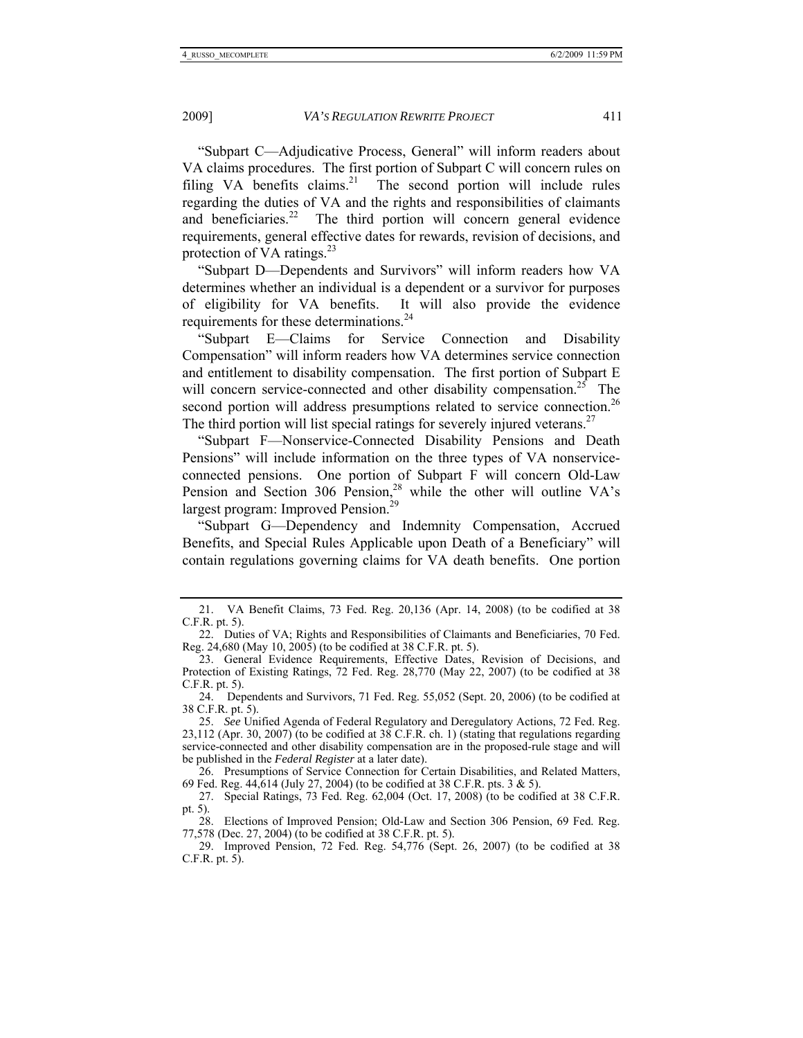"Subpart C—Adjudicative Process, General" will inform readers about VA claims procedures. The first portion of Subpart C will concern rules on filing VA benefits claims.[21] The second portion will include rules regarding the duties of VA and the rights and responsibilities of claimants and beneficiaries.[22] The third portion will concern general evidence requirements, general effective dates for rewards, revision of decisions, and protection of VA ratings.[23]

"Subpart D—Dependents and Survivors" will inform readers how VA determines whether an individual is a dependent or a survivor for purposes of eligibility for VA benefits. It will also provide the evidence requirements for these determinations.[24]

"Subpart E—Claims for Service Connection and Disability Compensation" will inform readers how VA determines service connection and entitlement to disability compensation. The first portion of Subpart E will concern service-connected and other disability compensation.[25] The second portion will address presumptions related to service connection.[26] The third portion will list special ratings for severely injured veterans.[27]

"Subpart F—Nonservice-Connected Disability Pensions and Death Pensions" will include information on the three types of VA nonservice-connected pensions. One portion of Subpart F will concern Old-Law Pension and Section 306 Pension,[28] while the other will outline VA's largest program: Improved Pension.[29]

"Subpart G—Dependency and Indemnity Compensation, Accrued Benefits, and Special Rules Applicable upon Death of a Beneficiary" will contain regulations governing claims for VA death benefits. One portion

---

21. VA Benefit Claims, 73 Fed. Reg. 20,136 (Apr. 14, 2008) (to be codified at 38 C.F.R. pt. 5).

22. Duties of VA; Rights and Responsibilities of Claimants and Beneficiaries, 70 Fed. Reg. 24,680 (May 10, 2005) (to be codified at 38 C.F.R. pt. 5).

23. General Evidence Requirements, Effective Dates, Revision of Decisions, and Protection of Existing Ratings, 72 Fed. Reg. 28,770 (May 22, 2007) (to be codified at 38 C.F.R. pt. 5).

24. Dependents and Survivors, 71 Fed. Reg. 55,052 (Sept. 20, 2006) (to be codified at 38 C.F.R. pt. 5).

25. *See* Unified Agenda of Federal Regulatory and Deregulatory Actions, 72 Fed. Reg. 23,112 (Apr. 30, 2007) (to be codified at 38 C.F.R. ch. 1) (stating that regulations regarding service-connected and other disability compensation are in the proposed-rule stage and will be published in the *Federal Register* at a later date).

26. Presumptions of Service Connection for Certain Disabilities, and Related Matters, 69 Fed. Reg. 44,614 (July 27, 2004) (to be codified at 38 C.F.R. pts. 3 & 5).

27. Special Ratings, 73 Fed. Reg. 62,004 (Oct. 17, 2008) (to be codified at 38 C.F.R. pt. 5).

28. Elections of Improved Pension; Old-Law and Section 306 Pension, 69 Fed. Reg. 77,578 (Dec. 27, 2004) (to be codified at 38 C.F.R. pt. 5).

29. Improved Pension, 72 Fed. Reg. 54,776 (Sept. 26, 2007) (to be codified at 38 C.F.R. pt. 5).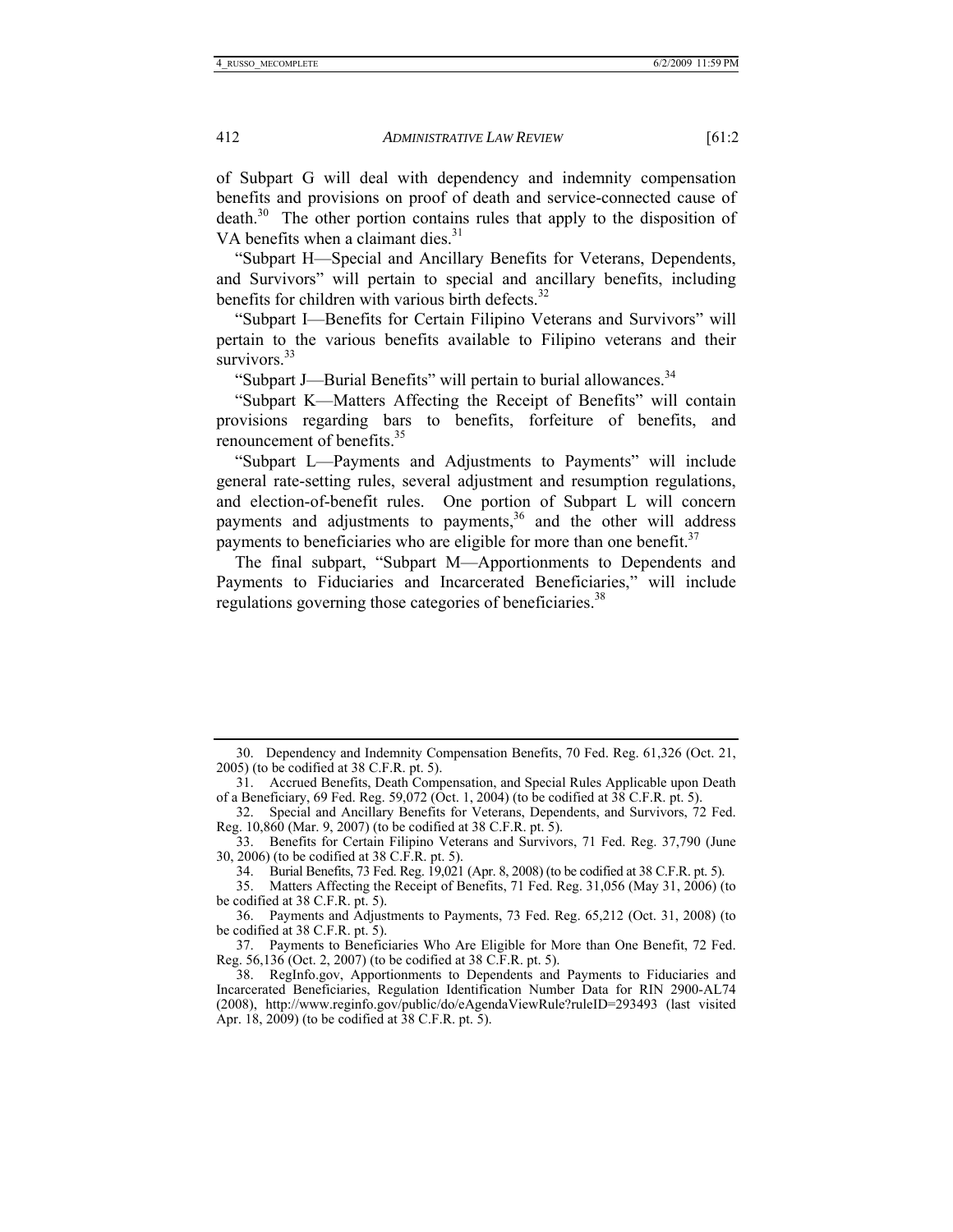of Subpart G will deal with dependency and indemnity compensation benefits and provisions on proof of death and service-connected cause of death.[30] The other portion contains rules that apply to the disposition of VA benefits when a claimant dies.[31]

"Subpart H—Special and Ancillary Benefits for Veterans, Dependents, and Survivors" will pertain to special and ancillary benefits, including benefits for children with various birth defects.[32]

"Subpart I—Benefits for Certain Filipino Veterans and Survivors" will pertain to the various benefits available to Filipino veterans and their survivors.[33]

"Subpart J—Burial Benefits" will pertain to burial allowances.[34]

"Subpart K—Matters Affecting the Receipt of Benefits" will contain provisions regarding bars to benefits, forfeiture of benefits, and renouncement of benefits.[35]

"Subpart L—Payments and Adjustments to Payments" will include general rate-setting rules, several adjustment and resumption regulations, and election-of-benefit rules. One portion of Subpart L will concern payments and adjustments to payments,[36] and the other will address payments to beneficiaries who are eligible for more than one benefit.[37]

The final subpart, "Subpart M—Apportionments to Dependents and Payments to Fiduciaries and Incarcerated Beneficiaries," will include regulations governing those categories of beneficiaries.[38]

---

30. Dependency and Indemnity Compensation Benefits, 70 Fed. Reg. 61,326 (Oct. 21, 2005) (to be codified at 38 C.F.R. pt. 5).

31. Accrued Benefits, Death Compensation, and Special Rules Applicable upon Death of a Beneficiary, 69 Fed. Reg. 59,072 (Oct. 1, 2004) (to be codified at 38 C.F.R. pt. 5).

32. Special and Ancillary Benefits for Veterans, Dependents, and Survivors, 72 Fed. Reg. 10,860 (Mar. 9, 2007) (to be codified at 38 C.F.R. pt. 5).

33. Benefits for Certain Filipino Veterans and Survivors, 71 Fed. Reg. 37,790 (June 30, 2006) (to be codified at 38 C.F.R. pt. 5).

34. Burial Benefits, 73 Fed. Reg. 19,021 (Apr. 8, 2008) (to be codified at 38 C.F.R. pt. 5).

35. Matters Affecting the Receipt of Benefits, 71 Fed. Reg. 31,056 (May 31, 2006) (to be codified at 38 C.F.R. pt. 5).

36. Payments and Adjustments to Payments, 73 Fed. Reg. 65,212 (Oct. 31, 2008) (to be codified at 38 C.F.R. pt. 5).

37. Payments to Beneficiaries Who Are Eligible for More than One Benefit, 72 Fed. Reg. 56,136 (Oct. 2, 2007) (to be codified at 38 C.F.R. pt. 5).

38. RegInfo.gov, Apportionments to Dependents and Payments to Fiduciaries and Incarcerated Beneficiaries, Regulation Identification Number Data for RIN 2900-AL74 (2008), http://www.reginfo.gov/public/do/eAgendaViewRule?ruleID=293493 (last visited Apr. 18, 2009) (to be codified at 38 C.F.R. pt. 5).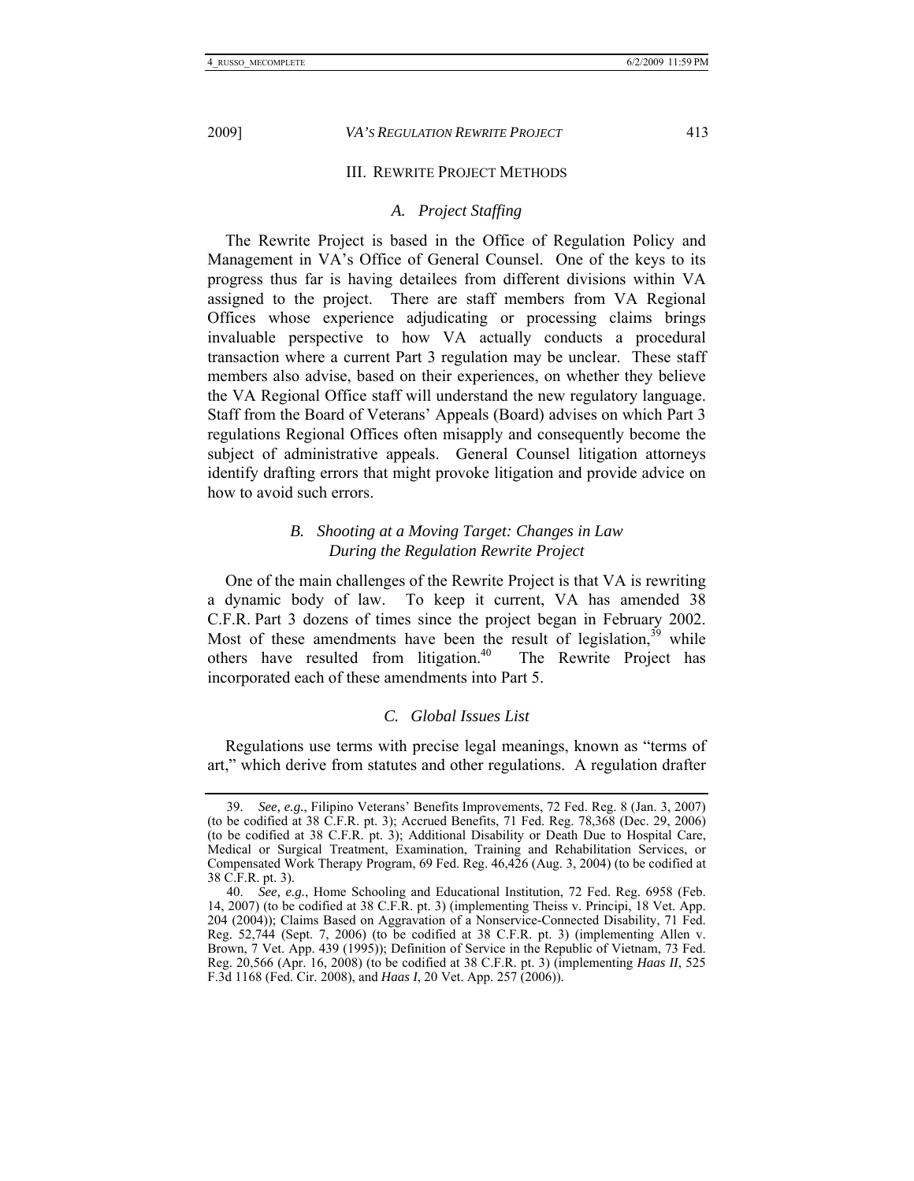## III. Rewrite Project Methods

### *A. Project Staffing*

The Rewrite Project is based in the Office of Regulation Policy and Management in VA's Office of General Counsel. One of the keys to its progress thus far is having detailees from different divisions within VA assigned to the project. There are staff members from VA Regional Offices whose experience adjudicating or processing claims brings invaluable perspective to how VA actually conducts a procedural transaction where a current Part 3 regulation may be unclear. These staff members also advise, based on their experiences, on whether they believe the VA Regional Office staff will understand the new regulatory language. Staff from the Board of Veterans' Appeals (Board) advises on which Part 3 regulations Regional Offices often misapply and consequently become the subject of administrative appeals. General Counsel litigation attorneys identify drafting errors that might provoke litigation and provide advice on how to avoid such errors.

### *B. Shooting at a Moving Target: Changes in Law During the Regulation Rewrite Project*

One of the main challenges of the Rewrite Project is that VA is rewriting a dynamic body of law. To keep it current, VA has amended 38 C.F.R. Part 3 dozens of times since the project began in February 2002. Most of these amendments have been the result of legislation,[39] while others have resulted from litigation.[40] The Rewrite Project has incorporated each of these amendments into Part 5.

### *C. Global Issues List*

Regulations use terms with precise legal meanings, known as "terms of art," which derive from statutes and other regulations. A regulation drafter

---

39. *See, e.g.*, Filipino Veterans' Benefits Improvements, 72 Fed. Reg. 8 (Jan. 3, 2007) (to be codified at 38 C.F.R. pt. 3); Accrued Benefits, 71 Fed. Reg. 78,368 (Dec. 29, 2006) (to be codified at 38 C.F.R. pt. 3); Additional Disability or Death Due to Hospital Care, Medical or Surgical Treatment, Examination, Training and Rehabilitation Services, or Compensated Work Therapy Program, 69 Fed. Reg. 46,426 (Aug. 3, 2004) (to be codified at 38 C.F.R. pt. 3).

40. *See, e.g.*, Home Schooling and Educational Institution, 72 Fed. Reg. 6958 (Feb. 14, 2007) (to be codified at 38 C.F.R. pt. 3) (implementing Theiss v. Principi, 18 Vet. App. 204 (2004)); Claims Based on Aggravation of a Nonservice-Connected Disability, 71 Fed. Reg. 52,744 (Sept. 7, 2006) (to be codified at 38 C.F.R. pt. 3) (implementing Allen v. Brown, 7 Vet. App. 439 (1995)); Definition of Service in the Republic of Vietnam, 73 Fed. Reg. 20,566 (Apr. 16, 2008) (to be codified at 38 C.F.R. pt. 3) (implementing *Haas II*, 525 F.3d 1168 (Fed. Cir. 2008), and *Haas I*, 20 Vet. App. 257 (2006)).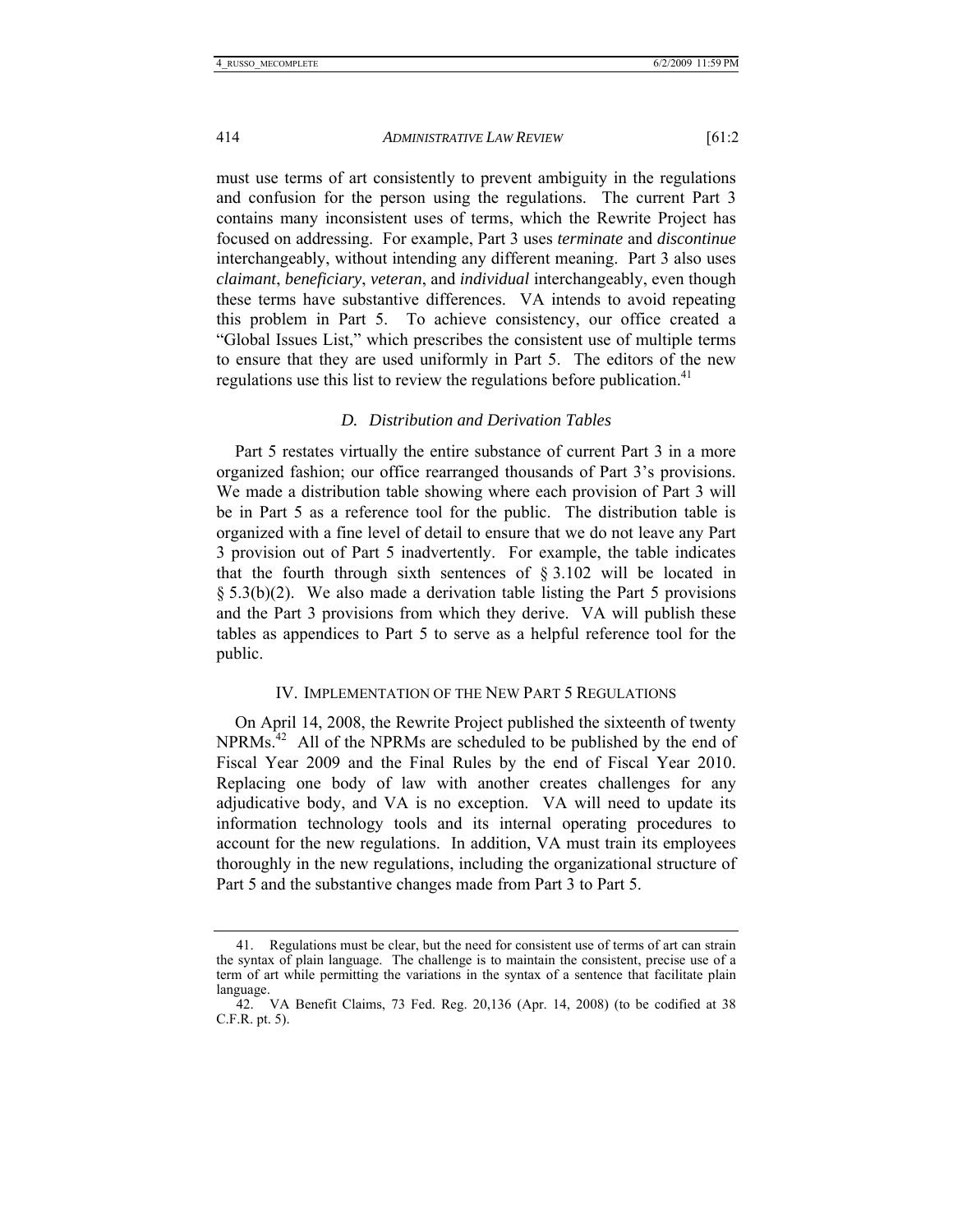must use terms of art consistently to prevent ambiguity in the regulations and confusion for the person using the regulations. The current Part 3 contains many inconsistent uses of terms, which the Rewrite Project has focused on addressing. For example, Part 3 uses *terminate* and *discontinue* interchangeably, without intending any different meaning. Part 3 also uses *claimant*, *beneficiary*, *veteran*, and *individual* interchangeably, even though these terms have substantive differences. VA intends to avoid repeating this problem in Part 5. To achieve consistency, our office created a "Global Issues List," which prescribes the consistent use of multiple terms to ensure that they are used uniformly in Part 5. The editors of the new regulations use this list to review the regulations before publication.[41]

### *D. Distribution and Derivation Tables*

Part 5 restates virtually the entire substance of current Part 3 in a more organized fashion; our office rearranged thousands of Part 3's provisions. We made a distribution table showing where each provision of Part 3 will be in Part 5 as a reference tool for the public. The distribution table is organized with a fine level of detail to ensure that we do not leave any Part 3 provision out of Part 5 inadvertently. For example, the table indicates that the fourth through sixth sentences of § 3.102 will be located in § 5.3(b)(2). We also made a derivation table listing the Part 5 provisions and the Part 3 provisions from which they derive. VA will publish these tables as appendices to Part 5 to serve as a helpful reference tool for the public.

## IV. Implementation of the New Part 5 Regulations

On April 14, 2008, the Rewrite Project published the sixteenth of twenty NPRMs.[42] All of the NPRMs are scheduled to be published by the end of Fiscal Year 2009 and the Final Rules by the end of Fiscal Year 2010. Replacing one body of law with another creates challenges for any adjudicative body, and VA is no exception. VA will need to update its information technology tools and its internal operating procedures to account for the new regulations. In addition, VA must train its employees thoroughly in the new regulations, including the organizational structure of Part 5 and the substantive changes made from Part 3 to Part 5.

---

41. Regulations must be clear, but the need for consistent use of terms of art can strain the syntax of plain language. The challenge is to maintain the consistent, precise use of a term of art while permitting the variations in the syntax of a sentence that facilitate plain language.

42. VA Benefit Claims, 73 Fed. Reg. 20,136 (Apr. 14, 2008) (to be codified at 38 C.F.R. pt. 5).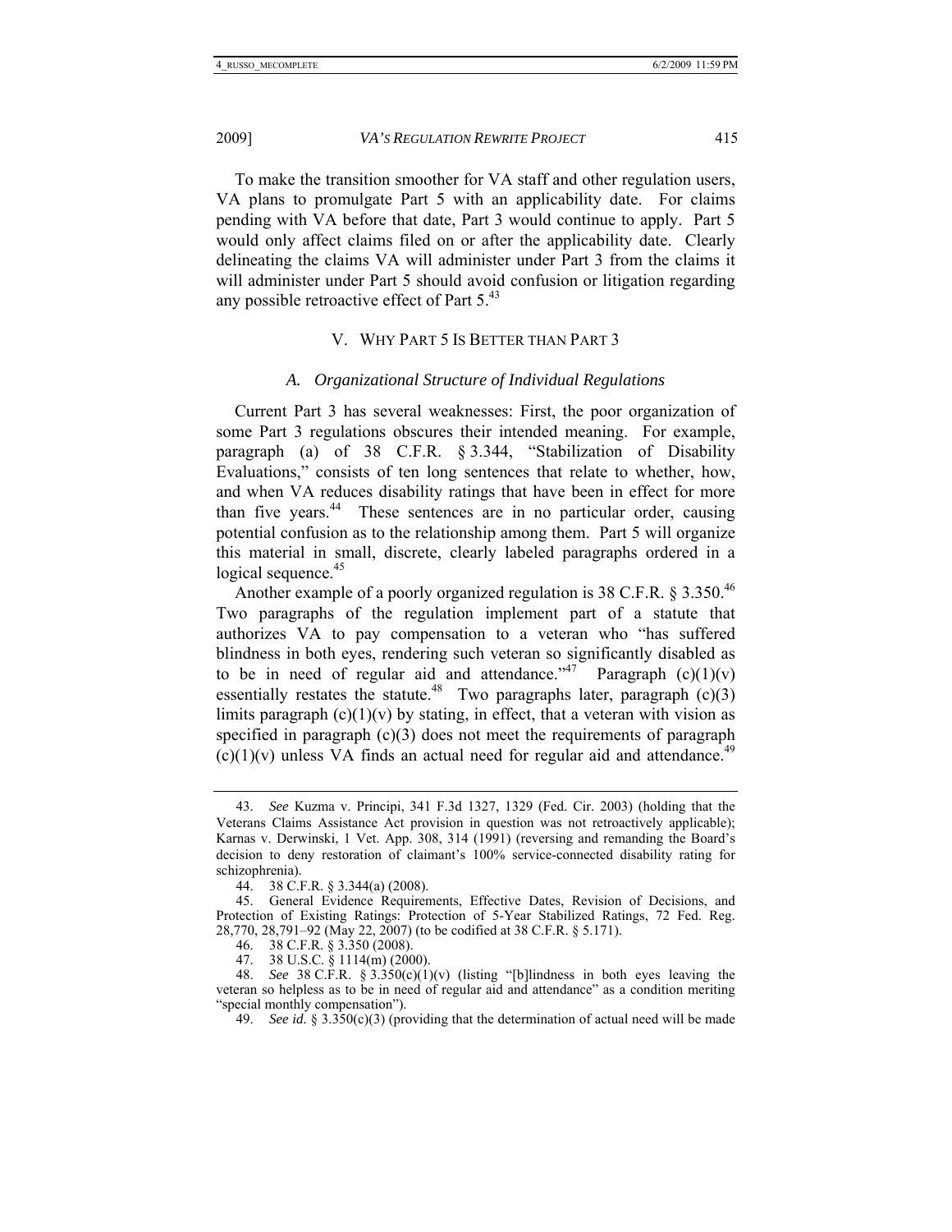To make the transition smoother for VA staff and other regulation users, VA plans to promulgate Part 5 with an applicability date. For claims pending with VA before that date, Part 3 would continue to apply. Part 5 would only affect claims filed on or after the applicability date. Clearly delineating the claims VA will administer under Part 3 from the claims it will administer under Part 5 should avoid confusion or litigation regarding any possible retroactive effect of Part 5.[43]

## V. WHY PART 5 IS BETTER THAN PART 3

### *A. Organizational Structure of Individual Regulations*

Current Part 3 has several weaknesses: First, the poor organization of some Part 3 regulations obscures their intended meaning. For example, paragraph (a) of 38 C.F.R. § 3.344, "Stabilization of Disability Evaluations," consists of ten long sentences that relate to whether, how, and when VA reduces disability ratings that have been in effect for more than five years.[44] These sentences are in no particular order, causing potential confusion as to the relationship among them. Part 5 will organize this material in small, discrete, clearly labeled paragraphs ordered in a logical sequence.[45]

Another example of a poorly organized regulation is 38 C.F.R. § 3.350.[46] Two paragraphs of the regulation implement part of a statute that authorizes VA to pay compensation to a veteran who "has suffered blindness in both eyes, rendering such veteran so significantly disabled as to be in need of regular aid and attendance."[47] Paragraph (c)(1)(v) essentially restates the statute.[48] Two paragraphs later, paragraph (c)(3) limits paragraph (c)(1)(v) by stating, in effect, that a veteran with vision as specified in paragraph (c)(3) does not meet the requirements of paragraph (c)(1)(v) unless VA finds an actual need for regular aid and attendance.[49]

---

43. *See* Kuzma v. Principi, 341 F.3d 1327, 1329 (Fed. Cir. 2003) (holding that the Veterans Claims Assistance Act provision in question was not retroactively applicable); Karnas v. Derwinski, 1 Vet. App. 308, 314 (1991) (reversing and remanding the Board's decision to deny restoration of claimant's 100% service-connected disability rating for schizophrenia).

44. 38 C.F.R. § 3.344(a) (2008).

45. General Evidence Requirements, Effective Dates, Revision of Decisions, and Protection of Existing Ratings: Protection of 5-Year Stabilized Ratings, 72 Fed. Reg. 28,770, 28,791–92 (May 22, 2007) (to be codified at 38 C.F.R. § 5.171).

46. 38 C.F.R. § 3.350 (2008).

47. 38 U.S.C. § 1114(m) (2000).

48. *See* 38 C.F.R. § 3.350(c)(1)(v) (listing "[b]lindness in both eyes leaving the veteran so helpless as to be in need of regular aid and attendance" as a condition meriting "special monthly compensation").

49. *See id.* § 3.350(c)(3) (providing that the determination of actual need will be made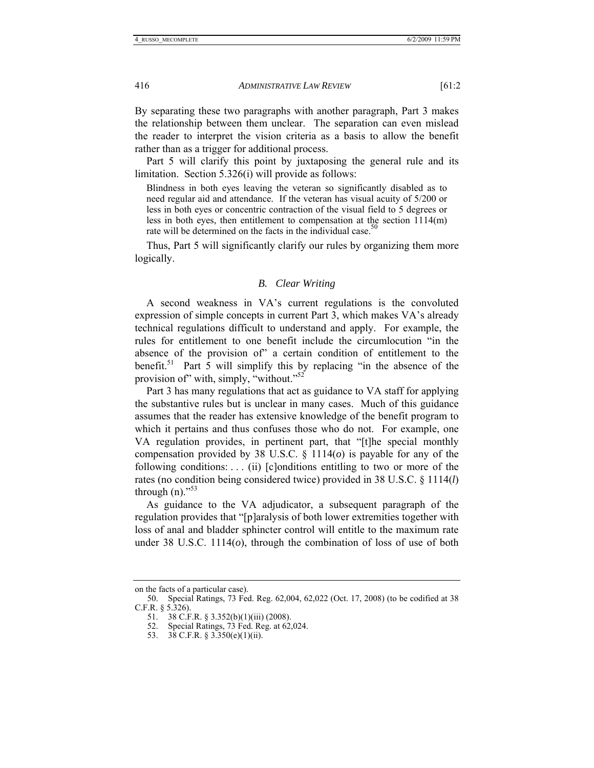By separating these two paragraphs with another paragraph, Part 3 makes the relationship between them unclear. The separation can even mislead the reader to interpret the vision criteria as a basis to allow the benefit rather than as a trigger for additional process.

Part 5 will clarify this point by juxtaposing the general rule and its limitation. Section 5.326(i) will provide as follows:

> Blindness in both eyes leaving the veteran so significantly disabled as to need regular aid and attendance. If the veteran has visual acuity of 5/200 or less in both eyes or concentric contraction of the visual field to 5 degrees or less in both eyes, then entitlement to compensation at the section 1114(m) rate will be determined on the facts in the individual case.[50]

Thus, Part 5 will significantly clarify our rules by organizing them more logically.

### *B. Clear Writing*

A second weakness in VA's current regulations is the convoluted expression of simple concepts in current Part 3, which makes VA's already technical regulations difficult to understand and apply. For example, the rules for entitlement to one benefit include the circumlocution "in the absence of the provision of" a certain condition of entitlement to the benefit.[51] Part 5 will simplify this by replacing "in the absence of the provision of" with, simply, "without."[52]

Part 3 has many regulations that act as guidance to VA staff for applying the substantive rules but is unclear in many cases. Much of this guidance assumes that the reader has extensive knowledge of the benefit program to which it pertains and thus confuses those who do not. For example, one VA regulation provides, in pertinent part, that "[t]he special monthly compensation provided by 38 U.S.C. § 1114(*o*) is payable for any of the following conditions: . . . (ii) [c]onditions entitling to two or more of the rates (no condition being considered twice) provided in 38 U.S.C. § 1114(*l*) through (n)."[53]

As guidance to the VA adjudicator, a subsequent paragraph of the regulation provides that "[p]aralysis of both lower extremities together with loss of anal and bladder sphincter control will entitle to the maximum rate under 38 U.S.C. 1114(*o*), through the combination of loss of use of both

---

on the facts of a particular case).

50. Special Ratings, 73 Fed. Reg. 62,004, 62,022 (Oct. 17, 2008) (to be codified at 38 C.F.R. § 5.326).

51. 38 C.F.R. § 3.352(b)(1)(iii) (2008).

52. Special Ratings, 73 Fed. Reg. at 62,024.

53. 38 C.F.R. § 3.350(e)(1)(ii).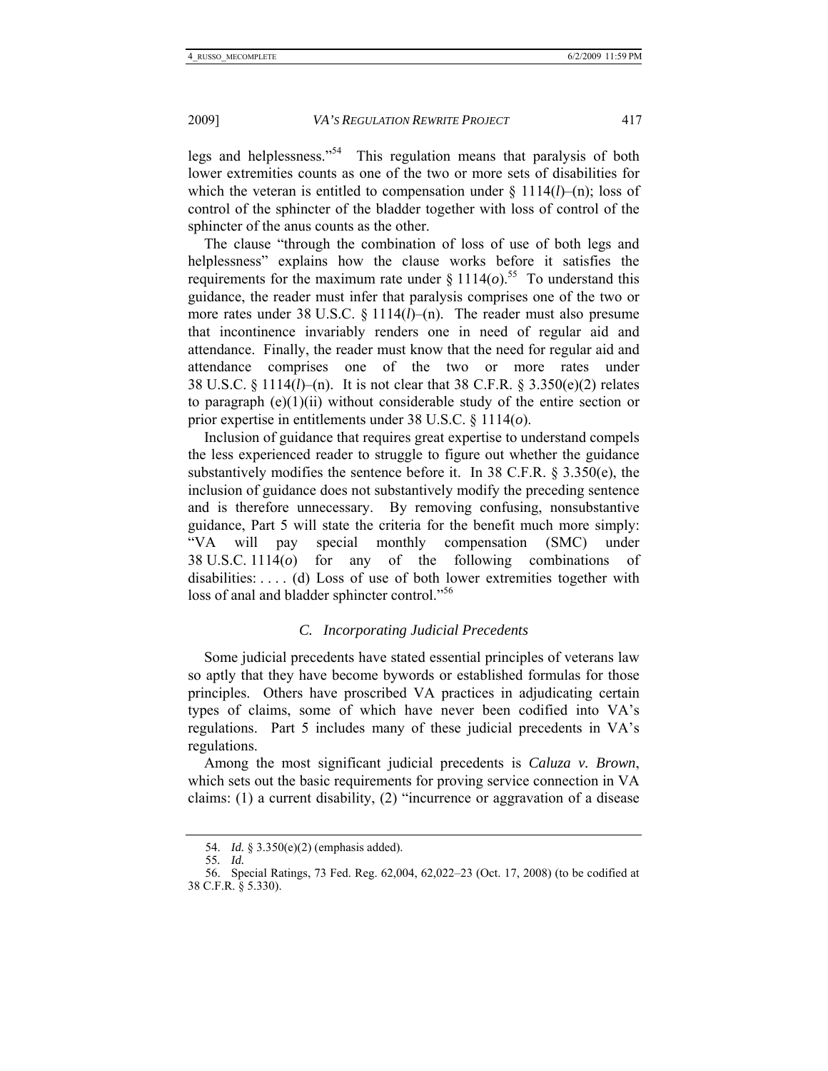legs and helplessness."[54] This regulation means that paralysis of both lower extremities counts as one of the two or more sets of disabilities for which the veteran is entitled to compensation under § 1114(*l*)–(n); loss of control of the sphincter of the bladder together with loss of control of the sphincter of the anus counts as the other.

The clause "through the combination of loss of use of both legs and helplessness" explains how the clause works before it satisfies the requirements for the maximum rate under § 1114(*o*).[55] To understand this guidance, the reader must infer that paralysis comprises one of the two or more rates under 38 U.S.C. § 1114(*l*)–(n). The reader must also presume that incontinence invariably renders one in need of regular aid and attendance. Finally, the reader must know that the need for regular aid and attendance comprises one of the two or more rates under 38 U.S.C. § 1114(*l*)–(n). It is not clear that 38 C.F.R. § 3.350(e)(2) relates to paragraph (e)(1)(ii) without considerable study of the entire section or prior expertise in entitlements under 38 U.S.C. § 1114(*o*).

Inclusion of guidance that requires great expertise to understand compels the less experienced reader to struggle to figure out whether the guidance substantively modifies the sentence before it. In 38 C.F.R. § 3.350(e), the inclusion of guidance does not substantively modify the preceding sentence and is therefore unnecessary. By removing confusing, nonsubstantive guidance, Part 5 will state the criteria for the benefit much more simply: "VA will pay special monthly compensation (SMC) under 38 U.S.C. 1114(*o*) for any of the following combinations of disabilities: . . . . (d) Loss of use of both lower extremities together with loss of anal and bladder sphincter control."[56]

### *C. Incorporating Judicial Precedents*

Some judicial precedents have stated essential principles of veterans law so aptly that they have become bywords or established formulas for those principles. Others have proscribed VA practices in adjudicating certain types of claims, some of which have never been codified into VA's regulations. Part 5 includes many of these judicial precedents in VA's regulations.

Among the most significant judicial precedents is *Caluza v. Brown*, which sets out the basic requirements for proving service connection in VA claims: (1) a current disability, (2) "incurrence or aggravation of a disease

---

54. *Id.* § 3.350(e)(2) (emphasis added).

55. *Id.*

56. Special Ratings, 73 Fed. Reg. 62,004, 62,022–23 (Oct. 17, 2008) (to be codified at 38 C.F.R. § 5.330).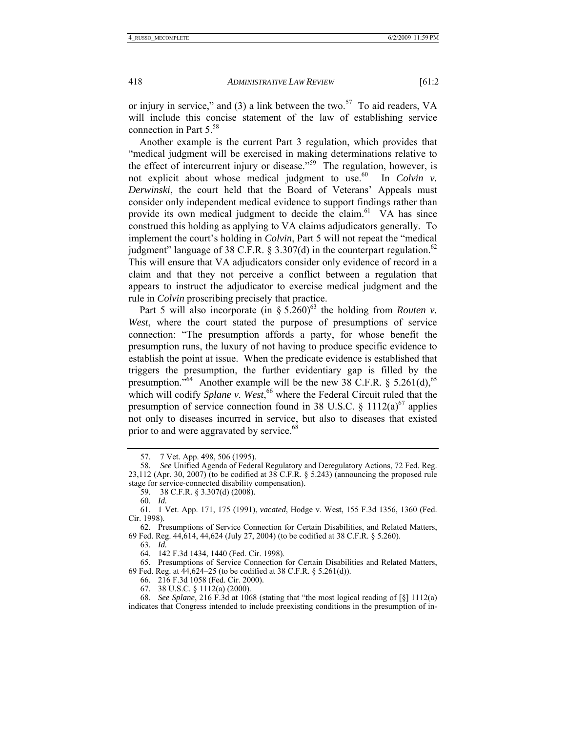or injury in service," and (3) a link between the two.[57] To aid readers, VA will include this concise statement of the law of establishing service connection in Part 5.[58]

Another example is the current Part 3 regulation, which provides that "medical judgment will be exercised in making determinations relative to the effect of intercurrent injury or disease."[59] The regulation, however, is not explicit about whose medical judgment to use.[60] In *Colvin v. Derwinski*, the court held that the Board of Veterans' Appeals must consider only independent medical evidence to support findings rather than provide its own medical judgment to decide the claim.[61] VA has since construed this holding as applying to VA claims adjudicators generally. To implement the court's holding in *Colvin*, Part 5 will not repeat the "medical judgment" language of 38 C.F.R. § 3.307(d) in the counterpart regulation.[62] This will ensure that VA adjudicators consider only evidence of record in a claim and that they not perceive a conflict between a regulation that appears to instruct the adjudicator to exercise medical judgment and the rule in *Colvin* proscribing precisely that practice.

Part 5 will also incorporate (in § 5.260)[63] the holding from *Routen v. West*, where the court stated the purpose of presumptions of service connection: "The presumption affords a party, for whose benefit the presumption runs, the luxury of not having to produce specific evidence to establish the point at issue. When the predicate evidence is established that triggers the presumption, the further evidentiary gap is filled by the presumption."[64] Another example will be the new 38 C.F.R. § 5.261(d),[65] which will codify *Splane v. West*,[66] where the Federal Circuit ruled that the presumption of service connection found in 38 U.S.C. § 1112(a)[67] applies not only to diseases incurred in service, but also to diseases that existed prior to and were aggravated by service.[68]

---

57. 7 Vet. App. 498, 506 (1995).

58. *See* Unified Agenda of Federal Regulatory and Deregulatory Actions, 72 Fed. Reg. 23,112 (Apr. 30, 2007) (to be codified at 38 C.F.R. § 5.243) (announcing the proposed rule stage for service-connected disability compensation).

59. 38 C.F.R. § 3.307(d) (2008).

60. *Id.*

61. 1 Vet. App. 171, 175 (1991), *vacated*, Hodge v. West, 155 F.3d 1356, 1360 (Fed. Cir. 1998).

62. Presumptions of Service Connection for Certain Disabilities, and Related Matters, 69 Fed. Reg. 44,614, 44,624 (July 27, 2004) (to be codified at 38 C.F.R. § 5.260).

63. *Id.*

64. 142 F.3d 1434, 1440 (Fed. Cir. 1998).

65. Presumptions of Service Connection for Certain Disabilities and Related Matters, 69 Fed. Reg. at 44,624–25 (to be codified at 38 C.F.R. § 5.261(d)).

66. 216 F.3d 1058 (Fed. Cir. 2000).

67. 38 U.S.C. § 1112(a) (2000).

68. *See Splane*, 216 F.3d at 1068 (stating that "the most logical reading of [§] 1112(a) indicates that Congress intended to include preexisting conditions in the presumption of in-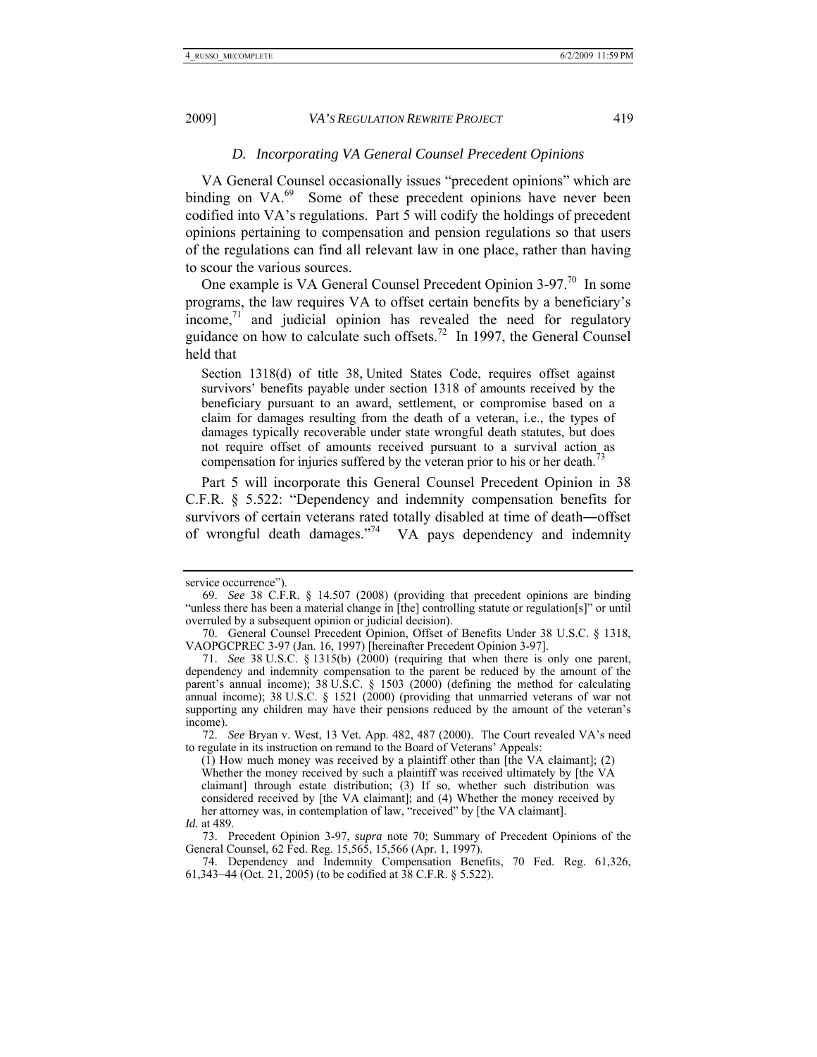### *D. Incorporating VA General Counsel Precedent Opinions*

VA General Counsel occasionally issues "precedent opinions" which are binding on VA.[69] Some of these precedent opinions have never been codified into VA's regulations. Part 5 will codify the holdings of precedent opinions pertaining to compensation and pension regulations so that users of the regulations can find all relevant law in one place, rather than having to scour the various sources.

One example is VA General Counsel Precedent Opinion 3-97.[70] In some programs, the law requires VA to offset certain benefits by a beneficiary's income,[71] and judicial opinion has revealed the need for regulatory guidance on how to calculate such offsets.[72] In 1997, the General Counsel held that

> Section 1318(d) of title 38, United States Code, requires offset against survivors' benefits payable under section 1318 of amounts received by the beneficiary pursuant to an award, settlement, or compromise based on a claim for damages resulting from the death of a veteran, i.e., the types of damages typically recoverable under state wrongful death statutes, but does not require offset of amounts received pursuant to a survival action as compensation for injuries suffered by the veteran prior to his or her death.[73]

Part 5 will incorporate this General Counsel Precedent Opinion in 38 C.F.R. § 5.522: "Dependency and indemnity compensation benefits for survivors of certain veterans rated totally disabled at time of death―offset of wrongful death damages."[74] VA pays dependency and indemnity

---

service occurrence").

69. *See* 38 C.F.R. § 14.507 (2008) (providing that precedent opinions are binding "unless there has been a material change in [the] controlling statute or regulation[s]" or until overruled by a subsequent opinion or judicial decision).

70. General Counsel Precedent Opinion, Offset of Benefits Under 38 U.S.C. § 1318, VAOPGCPREC 3-97 (Jan. 16, 1997) [hereinafter Precedent Opinion 3-97].

71. *See* 38 U.S.C. § 1315(b) (2000) (requiring that when there is only one parent, dependency and indemnity compensation to the parent be reduced by the amount of the parent's annual income); 38 U.S.C. § 1503 (2000) (defining the method for calculating annual income); 38 U.S.C. § 1521 (2000) (providing that unmarried veterans of war not supporting any children may have their pensions reduced by the amount of the veteran's income).

72. *See* Bryan v. West, 13 Vet. App. 482, 487 (2000). The Court revealed VA's need to regulate in its instruction on remand to the Board of Veterans' Appeals:

> (1) How much money was received by a plaintiff other than [the VA claimant]; (2) Whether the money received by such a plaintiff was received ultimately by [the VA claimant] through estate distribution; (3) If so, whether such distribution was considered received by [the VA claimant]; and (4) Whether the money received by her attorney was, in contemplation of law, "received" by [the VA claimant].

*Id.* at 489.

73. Precedent Opinion 3-97, *supra* note 70; Summary of Precedent Opinions of the General Counsel, 62 Fed. Reg. 15,565, 15,566 (Apr. 1, 1997).

74. Dependency and Indemnity Compensation Benefits, 70 Fed. Reg. 61,326, 61,343–44 (Oct. 21, 2005) (to be codified at 38 C.F.R. § 5.522).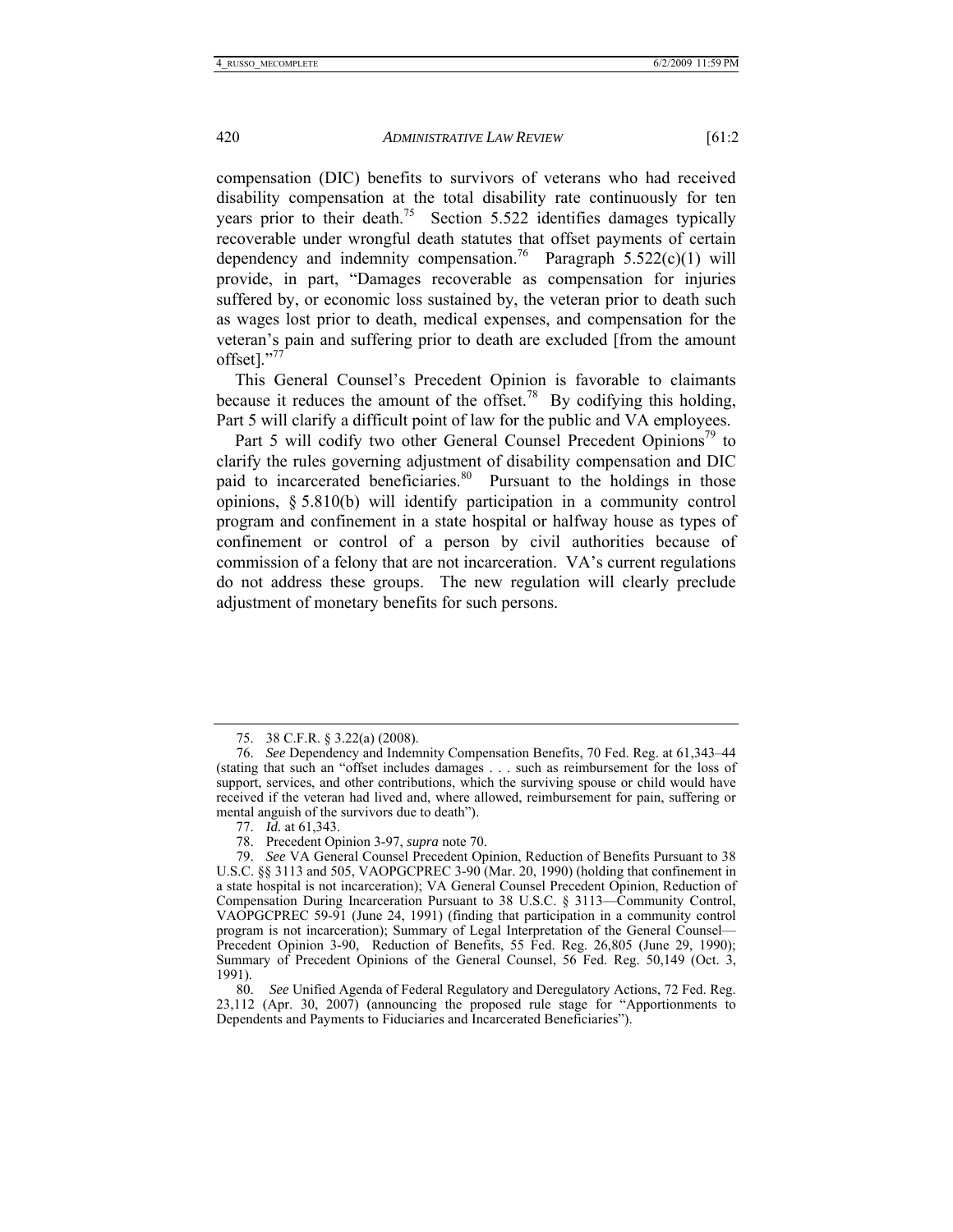compensation (DIC) benefits to survivors of veterans who had received disability compensation at the total disability rate continuously for ten years prior to their death.[75] Section 5.522 identifies damages typically recoverable under wrongful death statutes that offset payments of certain dependency and indemnity compensation.[76] Paragraph 5.522(c)(1) will provide, in part, "Damages recoverable as compensation for injuries suffered by, or economic loss sustained by, the veteran prior to death such as wages lost prior to death, medical expenses, and compensation for the veteran's pain and suffering prior to death are excluded [from the amount offset]."[77]

This General Counsel's Precedent Opinion is favorable to claimants because it reduces the amount of the offset.[78] By codifying this holding, Part 5 will clarify a difficult point of law for the public and VA employees.

Part 5 will codify two other General Counsel Precedent Opinions[79] to clarify the rules governing adjustment of disability compensation and DIC paid to incarcerated beneficiaries.[80] Pursuant to the holdings in those opinions, § 5.810(b) will identify participation in a community control program and confinement in a state hospital or halfway house as types of confinement or control of a person by civil authorities because of commission of a felony that are not incarceration. VA's current regulations do not address these groups. The new regulation will clearly preclude adjustment of monetary benefits for such persons.

---

75. 38 C.F.R. § 3.22(a) (2008).

76. *See* Dependency and Indemnity Compensation Benefits, 70 Fed. Reg. at 61,343–44 (stating that such an "offset includes damages . . . such as reimbursement for the loss of support, services, and other contributions, which the surviving spouse or child would have received if the veteran had lived and, where allowed, reimbursement for pain, suffering or mental anguish of the survivors due to death").

77. *Id.* at 61,343.

78. Precedent Opinion 3-97, *supra* note 70.

79. *See* VA General Counsel Precedent Opinion, Reduction of Benefits Pursuant to 38 U.S.C. §§ 3113 and 505, VAOPGCPREC 3-90 (Mar. 20, 1990) (holding that confinement in a state hospital is not incarceration); VA General Counsel Precedent Opinion, Reduction of Compensation During Incarceration Pursuant to 38 U.S.C. § 3113—Community Control, VAOPGCPREC 59-91 (June 24, 1991) (finding that participation in a community control program is not incarceration); Summary of Legal Interpretation of the General Counsel—Precedent Opinion 3-90, Reduction of Benefits, 55 Fed. Reg. 26,805 (June 29, 1990); Summary of Precedent Opinions of the General Counsel, 56 Fed. Reg. 50,149 (Oct. 3, 1991).

80. *See* Unified Agenda of Federal Regulatory and Deregulatory Actions, 72 Fed. Reg. 23,112 (Apr. 30, 2007) (announcing the proposed rule stage for "Apportionments to Dependents and Payments to Fiduciaries and Incarcerated Beneficiaries").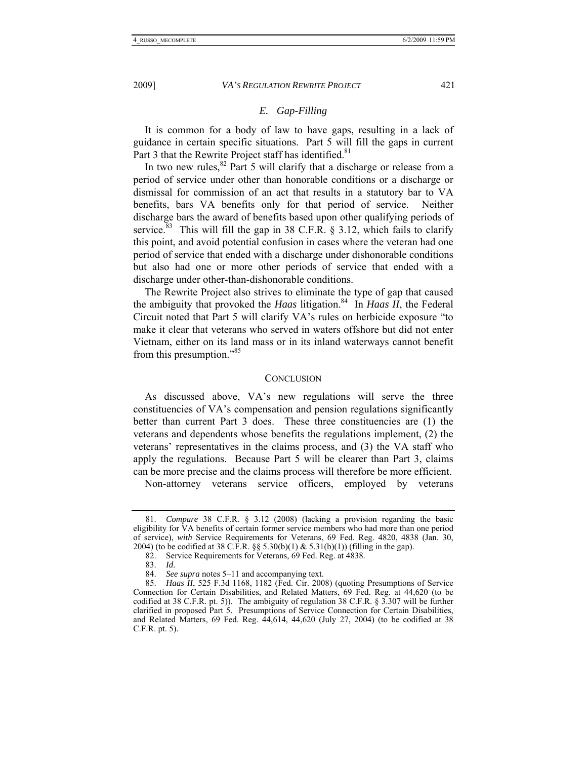### E. *Gap-Filling*

It is common for a body of law to have gaps, resulting in a lack of guidance in certain specific situations. Part 5 will fill the gaps in current Part 3 that the Rewrite Project staff has identified.[81]

In two new rules,[82] Part 5 will clarify that a discharge or release from a period of service under other than honorable conditions or a discharge or dismissal for commission of an act that results in a statutory bar to VA benefits, bars VA benefits only for that period of service. Neither discharge bars the award of benefits based upon other qualifying periods of service.[83] This will fill the gap in 38 C.F.R. § 3.12, which fails to clarify this point, and avoid potential confusion in cases where the veteran had one period of service that ended with a discharge under dishonorable conditions but also had one or more other periods of service that ended with a discharge under other-than-dishonorable conditions.

The Rewrite Project also strives to eliminate the type of gap that caused the ambiguity that provoked the *Haas* litigation.[84] In *Haas II*, the Federal Circuit noted that Part 5 will clarify VA's rules on herbicide exposure "to make it clear that veterans who served in waters offshore but did not enter Vietnam, either on its land mass or in its inland waterways cannot benefit from this presumption."[85]

## CONCLUSION

As discussed above, VA's new regulations will serve the three constituencies of VA's compensation and pension regulations significantly better than current Part 3 does. These three constituencies are (1) the veterans and dependents whose benefits the regulations implement, (2) the veterans' representatives in the claims process, and (3) the VA staff who apply the regulations. Because Part 5 will be clearer than Part 3, claims can be more precise and the claims process will therefore be more efficient.

Non-attorney veterans service officers, employed by veterans

---

81. *Compare* 38 C.F.R. § 3.12 (2008) (lacking a provision regarding the basic eligibility for VA benefits of certain former service members who had more than one period of service), *with* Service Requirements for Veterans, 69 Fed. Reg. 4820, 4838 (Jan. 30, 2004) (to be codified at 38 C.F.R. §§ 5.30(b)(1) & 5.31(b)(1)) (filling in the gap).

82. Service Requirements for Veterans, 69 Fed. Reg. at 4838.

83. *Id*.

84. *See supra* notes 5–11 and accompanying text.

85. *Haas II*, 525 F.3d 1168, 1182 (Fed. Cir. 2008) (quoting Presumptions of Service Connection for Certain Disabilities, and Related Matters, 69 Fed. Reg. at 44,620 (to be codified at 38 C.F.R. pt. 5)). The ambiguity of regulation 38 C.F.R. § 3.307 will be further clarified in proposed Part 5. Presumptions of Service Connection for Certain Disabilities, and Related Matters, 69 Fed. Reg. 44,614, 44,620 (July 27, 2004) (to be codified at 38 C.F.R. pt. 5).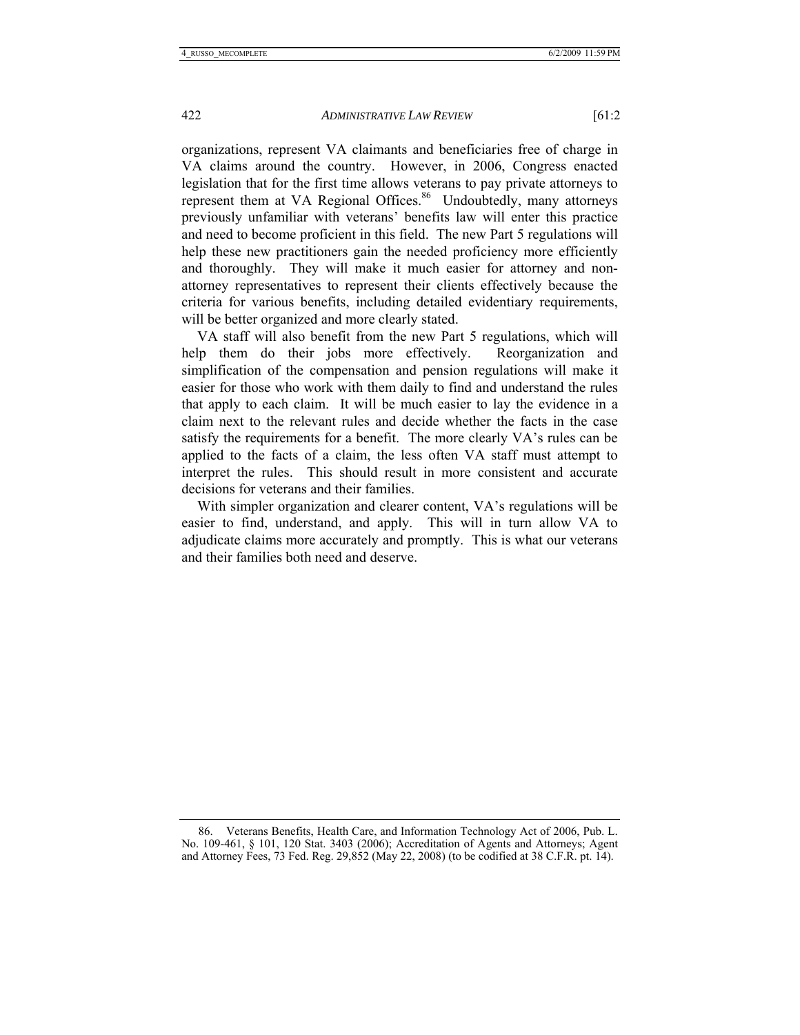organizations, represent VA claimants and beneficiaries free of charge in VA claims around the country. However, in 2006, Congress enacted legislation that for the first time allows veterans to pay private attorneys to represent them at VA Regional Offices.[86] Undoubtedly, many attorneys previously unfamiliar with veterans' benefits law will enter this practice and need to become proficient in this field. The new Part 5 regulations will help these new practitioners gain the needed proficiency more efficiently and thoroughly. They will make it much easier for attorney and non-attorney representatives to represent their clients effectively because the criteria for various benefits, including detailed evidentiary requirements, will be better organized and more clearly stated.

VA staff will also benefit from the new Part 5 regulations, which will help them do their jobs more effectively. Reorganization and simplification of the compensation and pension regulations will make it easier for those who work with them daily to find and understand the rules that apply to each claim. It will be much easier to lay the evidence in a claim next to the relevant rules and decide whether the facts in the case satisfy the requirements for a benefit. The more clearly VA's rules can be applied to the facts of a claim, the less often VA staff must attempt to interpret the rules. This should result in more consistent and accurate decisions for veterans and their families.

With simpler organization and clearer content, VA's regulations will be easier to find, understand, and apply. This will in turn allow VA to adjudicate claims more accurately and promptly. This is what our veterans and their families both need and deserve.

---

86. Veterans Benefits, Health Care, and Information Technology Act of 2006, Pub. L. No. 109-461, § 101, 120 Stat. 3403 (2006); Accreditation of Agents and Attorneys; Agent and Attorney Fees, 73 Fed. Reg. 29,852 (May 22, 2008) (to be codified at 38 C.F.R. pt. 14).